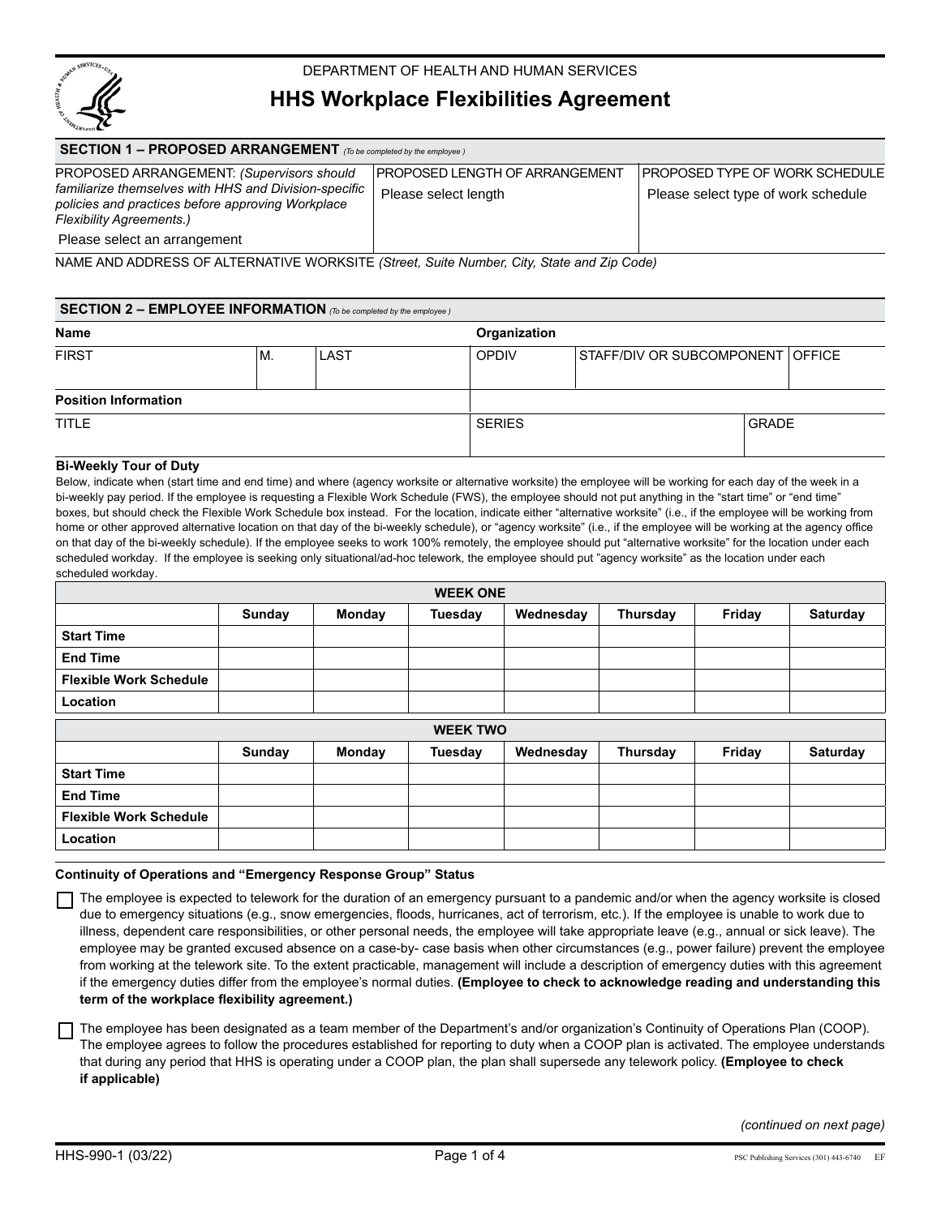DEPARTMENT OF HEALTH AND HUMAN SERVICES

# HHS Workplace Flexibilities Agreement

## SECTION 1 – PROPOSED ARRANGEMENT *(To be completed by the employee )*

| PROPOSED ARRANGEMENT: *(Supervisors should familiarize themselves with HHS and Division-specific policies and practices before approving Workplace Flexibility Agreements.)* | PROPOSED LENGTH OF ARRANGEMENT | PROPOSED TYPE OF WORK SCHEDULE |
|---|---|---|
| Please select an arrangement | Please select length | Please select type of work schedule |

NAME AND ADDRESS OF ALTERNATIVE WORKSITE *(Street, Suite Number, City, State and Zip Code)*

## SECTION 2 – EMPLOYEE INFORMATION *(To be completed by the employee )*

| **Name** | | | **Organization** | | |
|---|---|---|---|---|---|
| FIRST | M. | LAST | OPDIV | STAFF/DIV OR SUBCOMPONENT | OFFICE |
| | | | | | |

| **Position Information** | | |
|---|---|---|
| TITLE | SERIES | GRADE |
| | | |

**Bi-Weekly Tour of Duty**

Below, indicate when (start time and end time) and where (agency worksite or alternative worksite) the employee will be working for each day of the week in a bi-weekly pay period. If the employee is requesting a Flexible Work Schedule (FWS), the employee should not put anything in the "start time" or "end time" boxes, but should check the Flexible Work Schedule box instead. For the location, indicate either "alternative worksite" (i.e., if the employee will be working from home or other approved alternative location on that day of the bi-weekly schedule), or "agency worksite" (i.e., if the employee will be working at the agency office on that day of the bi-weekly schedule). If the employee seeks to work 100% remotely, the employee should put "alternative worksite" for the location under each scheduled workday. If the employee is seeking only situational/ad-hoc telework, the employee should put "agency worksite" as the location under each scheduled workday.

| WEEK ONE | | | | | | | |
|---|---|---|---|---|---|---|---|
| | **Sunday** | **Monday** | **Tuesday** | **Wednesday** | **Thursday** | **Friday** | **Saturday** |
| **Start Time** | | | | | | | |
| **End Time** | | | | | | | |
| **Flexible Work Schedule** | | | | | | | |
| **Location** | | | | | | | |

| WEEK TWO | | | | | | | |
|---|---|---|---|---|---|---|---|
| | **Sunday** | **Monday** | **Tuesday** | **Wednesday** | **Thursday** | **Friday** | **Saturday** |
| **Start Time** | | | | | | | |
| **End Time** | | | | | | | |
| **Flexible Work Schedule** | | | | | | | |
| **Location** | | | | | | | |

**Continuity of Operations and "Emergency Response Group" Status**

☐ The employee is expected to telework for the duration of an emergency pursuant to a pandemic and/or when the agency worksite is closed due to emergency situations (e.g., snow emergencies, floods, hurricanes, act of terrorism, etc.). If the employee is unable to work due to illness, dependent care responsibilities, or other personal needs, the employee will take appropriate leave (e.g., annual or sick leave). The employee may be granted excused absence on a case-by- case basis when other circumstances (e.g., power failure) prevent the employee from working at the telework site. To the extent practicable, management will include a description of emergency duties with this agreement if the emergency duties differ from the employee's normal duties. **(Employee to check to acknowledge reading and understanding this term of the workplace flexibility agreement.)**

☐ The employee has been designated as a team member of the Department's and/or organization's Continuity of Operations Plan (COOP). The employee agrees to follow the procedures established for reporting to duty when a COOP plan is activated. The employee understands that during any period that HHS is operating under a COOP plan, the plan shall supersede any telework policy. **(Employee to check if applicable)**

*(continued on next page)*

HHS-990-1 (03/22)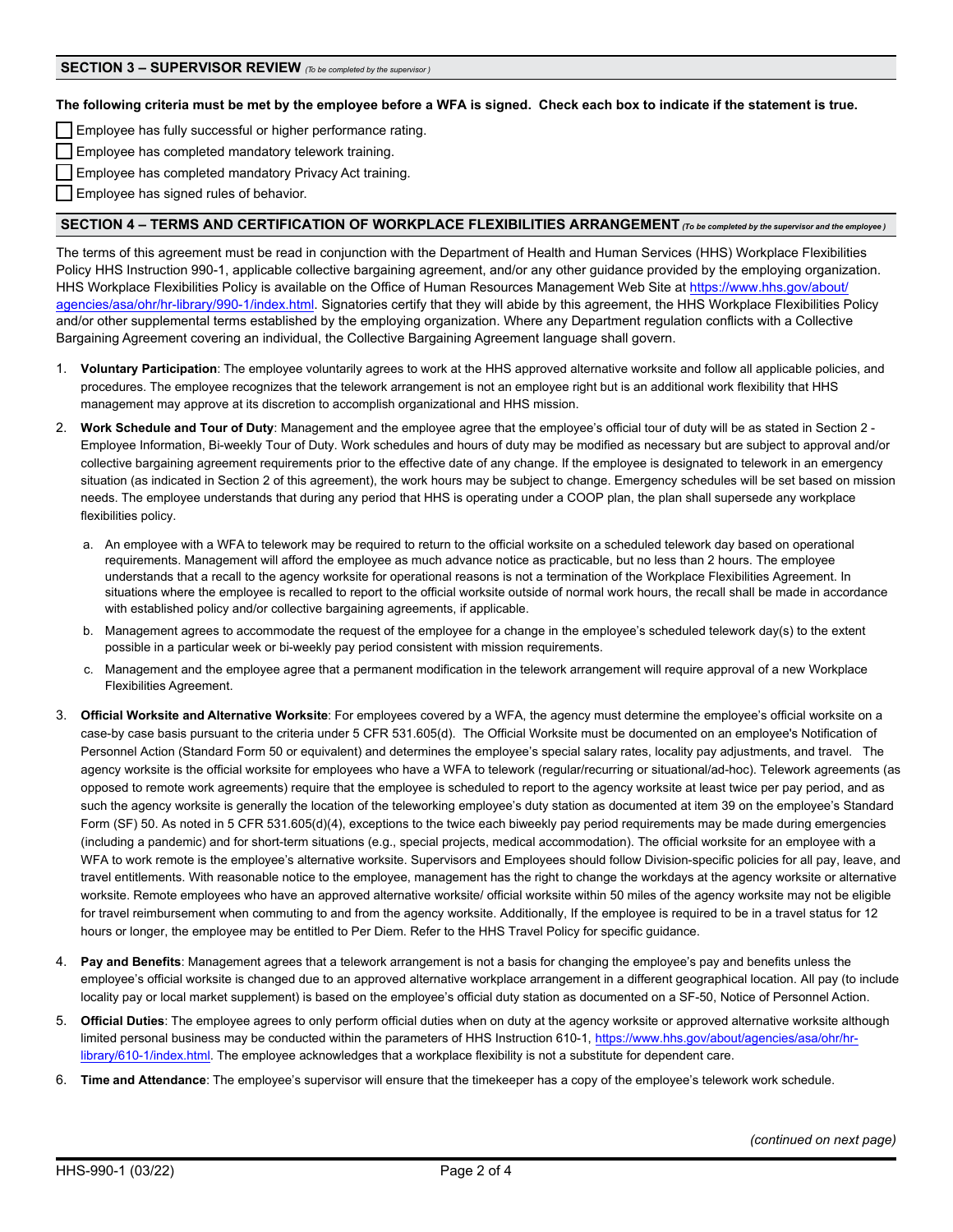## SECTION 3 – SUPERVISOR REVIEW *(To be completed by the supervisor )*

**The following criteria must be met by the employee before a WFA is signed. Check each box to indicate if the statement is true.**

- ☐ Employee has fully successful or higher performance rating.
- ☐ Employee has completed mandatory telework training.
- ☐ Employee has completed mandatory Privacy Act training.
- ☐ Employee has signed rules of behavior.

## SECTION 4 – TERMS AND CERTIFICATION OF WORKPLACE FLEXIBILITIES ARRANGEMENT *(To be completed by the supervisor and the employee )*

The terms of this agreement must be read in conjunction with the Department of Health and Human Services (HHS) Workplace Flexibilities Policy HHS Instruction 990-1, applicable collective bargaining agreement, and/or any other guidance provided by the employing organization. HHS Workplace Flexibilities Policy is available on the Office of Human Resources Management Web Site at https://www.hhs.gov/about/agencies/asa/ohr/hr-library/990-1/index.html. Signatories certify that they will abide by this agreement, the HHS Workplace Flexibilities Policy and/or other supplemental terms established by the employing organization. Where any Department regulation conflicts with a Collective Bargaining Agreement covering an individual, the Collective Bargaining Agreement language shall govern.

1. **Voluntary Participation**: The employee voluntarily agrees to work at the HHS approved alternative worksite and follow all applicable policies, and procedures. The employee recognizes that the telework arrangement is not an employee right but is an additional work flexibility that HHS management may approve at its discretion to accomplish organizational and HHS mission.

2. **Work Schedule and Tour of Duty**: Management and the employee agree that the employee's official tour of duty will be as stated in Section 2 - Employee Information, Bi-weekly Tour of Duty. Work schedules and hours of duty may be modified as necessary but are subject to approval and/or collective bargaining agreement requirements prior to the effective date of any change. If the employee is designated to telework in an emergency situation (as indicated in Section 2 of this agreement), the work hours may be subject to change. Emergency schedules will be set based on mission needs. The employee understands that during any period that HHS is operating under a COOP plan, the plan shall supersede any workplace flexibilities policy.

   a. An employee with a WFA to telework may be required to return to the official worksite on a scheduled telework day based on operational requirements. Management will afford the employee as much advance notice as practicable, but no less than 2 hours. The employee understands that a recall to the agency worksite for operational reasons is not a termination of the Workplace Flexibilities Agreement. In situations where the employee is recalled to report to the official worksite outside of normal work hours, the recall shall be made in accordance with established policy and/or collective bargaining agreements, if applicable.

   b. Management agrees to accommodate the request of the employee for a change in the employee's scheduled telework day(s) to the extent possible in a particular week or bi-weekly pay period consistent with mission requirements.

   c. Management and the employee agree that a permanent modification in the telework arrangement will require approval of a new Workplace Flexibilities Agreement.

3. **Official Worksite and Alternative Worksite**: For employees covered by a WFA, the agency must determine the employee's official worksite on a case-by case basis pursuant to the criteria under 5 CFR 531.605(d). The Official Worksite must be documented on an employee's Notification of Personnel Action (Standard Form 50 or equivalent) and determines the employee's special salary rates, locality pay adjustments, and travel. The agency worksite is the official worksite for employees who have a WFA to telework (regular/recurring or situational/ad-hoc). Telework agreements (as opposed to remote work agreements) require that the employee is scheduled to report to the agency worksite at least twice per pay period, and as such the agency worksite is generally the location of the teleworking employee's duty station as documented at item 39 on the employee's Standard Form (SF) 50. As noted in 5 CFR 531.605(d)(4), exceptions to the twice each biweekly pay period requirements may be made during emergencies (including a pandemic) and for short-term situations (e.g., special projects, medical accommodation). The official worksite for an employee with a WFA to work remote is the employee's alternative worksite. Supervisors and Employees should follow Division-specific policies for all pay, leave, and travel entitlements. With reasonable notice to the employee, management has the right to change the workdays at the agency worksite or alternative worksite. Remote employees who have an approved alternative worksite/ official worksite within 50 miles of the agency worksite may not be eligible for travel reimbursement when commuting to and from the agency worksite. Additionally, If the employee is required to be in a travel status for 12 hours or longer, the employee may be entitled to Per Diem. Refer to the HHS Travel Policy for specific guidance.

4. **Pay and Benefits**: Management agrees that a telework arrangement is not a basis for changing the employee's pay and benefits unless the employee's official worksite is changed due to an approved alternative workplace arrangement in a different geographical location. All pay (to include locality pay or local market supplement) is based on the employee's official duty station as documented on a SF-50, Notice of Personnel Action.

5. **Official Duties**: The employee agrees to only perform official duties when on duty at the agency worksite or approved alternative worksite although limited personal business may be conducted within the parameters of HHS Instruction 610-1, https://www.hhs.gov/about/agencies/asa/ohr/hr-library/610-1/index.html. The employee acknowledges that a workplace flexibility is not a substitute for dependent care.

6. **Time and Attendance**: The employee's supervisor will ensure that the timekeeper has a copy of the employee's telework work schedule.

*(continued on next page)*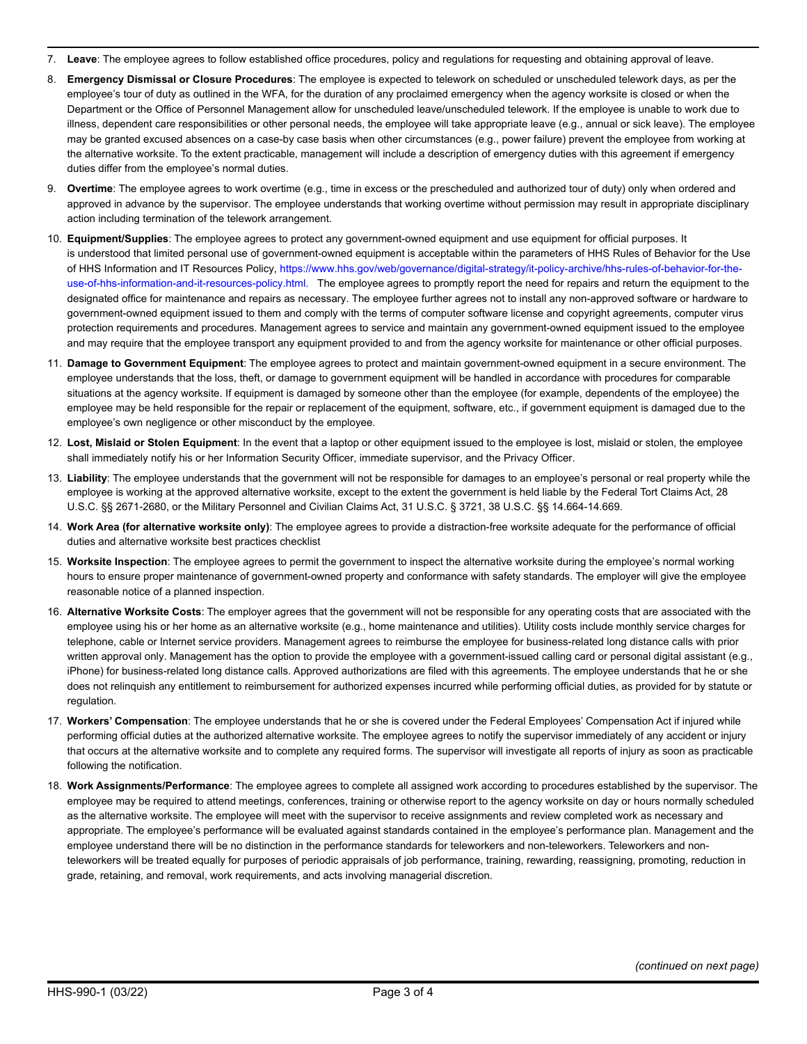7. **Leave**: The employee agrees to follow established office procedures, policy and regulations for requesting and obtaining approval of leave.

8. **Emergency Dismissal or Closure Procedures**: The employee is expected to telework on scheduled or unscheduled telework days, as per the employee's tour of duty as outlined in the WFA, for the duration of any proclaimed emergency when the agency worksite is closed or when the Department or the Office of Personnel Management allow for unscheduled leave/unscheduled telework. If the employee is unable to work due to illness, dependent care responsibilities or other personal needs, the employee will take appropriate leave (e.g., annual or sick leave). The employee may be granted excused absences on a case-by case basis when other circumstances (e.g., power failure) prevent the employee from working at the alternative worksite. To the extent practicable, management will include a description of emergency duties with this agreement if emergency duties differ from the employee's normal duties.

9. **Overtime**: The employee agrees to work overtime (e.g., time in excess or the prescheduled and authorized tour of duty) only when ordered and approved in advance by the supervisor. The employee understands that working overtime without permission may result in appropriate disciplinary action including termination of the telework arrangement.

10. **Equipment/Supplies**: The employee agrees to protect any government-owned equipment and use equipment for official purposes. It is understood that limited personal use of government-owned equipment is acceptable within the parameters of HHS Rules of Behavior for the Use of HHS Information and IT Resources Policy, https://www.hhs.gov/web/governance/digital-strategy/it-policy-archive/hhs-rules-of-behavior-for-the-use-of-hhs-information-and-it-resources-policy.html. The employee agrees to promptly report the need for repairs and return the equipment to the designated office for maintenance and repairs as necessary. The employee further agrees not to install any non-approved software or hardware to government-owned equipment issued to them and comply with the terms of computer software license and copyright agreements, computer virus protection requirements and procedures. Management agrees to service and maintain any government-owned equipment issued to the employee and may require that the employee transport any equipment provided to and from the agency worksite for maintenance or other official purposes.

11. **Damage to Government Equipment**: The employee agrees to protect and maintain government-owned equipment in a secure environment. The employee understands that the loss, theft, or damage to government equipment will be handled in accordance with procedures for comparable situations at the agency worksite. If equipment is damaged by someone other than the employee (for example, dependents of the employee) the employee may be held responsible for the repair or replacement of the equipment, software, etc., if government equipment is damaged due to the employee's own negligence or other misconduct by the employee.

12. **Lost, Mislaid or Stolen Equipment**: In the event that a laptop or other equipment issued to the employee is lost, mislaid or stolen, the employee shall immediately notify his or her Information Security Officer, immediate supervisor, and the Privacy Officer.

13. **Liability**: The employee understands that the government will not be responsible for damages to an employee's personal or real property while the employee is working at the approved alternative worksite, except to the extent the government is held liable by the Federal Tort Claims Act, 28 U.S.C. §§ 2671-2680, or the Military Personnel and Civilian Claims Act, 31 U.S.C. § 3721, 38 U.S.C. §§ 14.664-14.669.

14. **Work Area (for alternative worksite only)**: The employee agrees to provide a distraction-free worksite adequate for the performance of official duties and alternative worksite best practices checklist

15. **Worksite Inspection**: The employee agrees to permit the government to inspect the alternative worksite during the employee's normal working hours to ensure proper maintenance of government-owned property and conformance with safety standards. The employer will give the employee reasonable notice of a planned inspection.

16. **Alternative Worksite Costs**: The employer agrees that the government will not be responsible for any operating costs that are associated with the employee using his or her home as an alternative worksite (e.g., home maintenance and utilities). Utility costs include monthly service charges for telephone, cable or Internet service providers. Management agrees to reimburse the employee for business-related long distance calls with prior written approval only. Management has the option to provide the employee with a government-issued calling card or personal digital assistant (e.g., iPhone) for business-related long distance calls. Approved authorizations are filed with this agreements. The employee understands that he or she does not relinquish any entitlement to reimbursement for authorized expenses incurred while performing official duties, as provided for by statute or regulation.

17. **Workers' Compensation**: The employee understands that he or she is covered under the Federal Employees' Compensation Act if injured while performing official duties at the authorized alternative worksite. The employee agrees to notify the supervisor immediately of any accident or injury that occurs at the alternative worksite and to complete any required forms. The supervisor will investigate all reports of injury as soon as practicable following the notification.

18. **Work Assignments/Performance**: The employee agrees to complete all assigned work according to procedures established by the supervisor. The employee may be required to attend meetings, conferences, training or otherwise report to the agency worksite on day or hours normally scheduled as the alternative worksite. The employee will meet with the supervisor to receive assignments and review completed work as necessary and appropriate. The employee's performance will be evaluated against standards contained in the employee's performance plan. Management and the employee understand there will be no distinction in the performance standards for teleworkers and non-teleworkers. Teleworkers and non-teleworkers will be treated equally for purposes of periodic appraisals of job performance, training, rewarding, reassigning, promoting, reduction in grade, retaining, and removal, work requirements, and acts involving managerial discretion.

*(continued on next page)*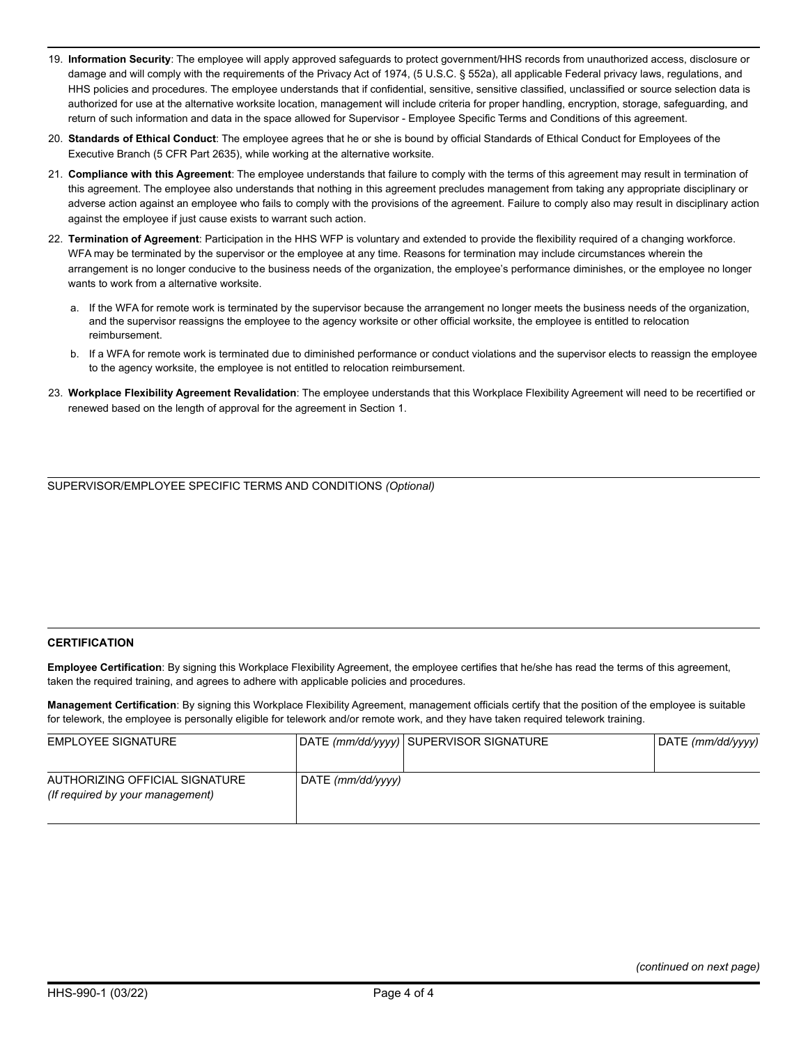19. **Information Security**: The employee will apply approved safeguards to protect government/HHS records from unauthorized access, disclosure or damage and will comply with the requirements of the Privacy Act of 1974, (5 U.S.C. § 552a), all applicable Federal privacy laws, regulations, and HHS policies and procedures. The employee understands that if confidential, sensitive, sensitive classified, unclassified or source selection data is authorized for use at the alternative worksite location, management will include criteria for proper handling, encryption, storage, safeguarding, and return of such information and data in the space allowed for Supervisor - Employee Specific Terms and Conditions of this agreement.

20. **Standards of Ethical Conduct**: The employee agrees that he or she is bound by official Standards of Ethical Conduct for Employees of the Executive Branch (5 CFR Part 2635), while working at the alternative worksite.

21. **Compliance with this Agreement**: The employee understands that failure to comply with the terms of this agreement may result in termination of this agreement. The employee also understands that nothing in this agreement precludes management from taking any appropriate disciplinary or adverse action against an employee who fails to comply with the provisions of the agreement. Failure to comply also may result in disciplinary action against the employee if just cause exists to warrant such action.

22. **Termination of Agreement**: Participation in the HHS WFP is voluntary and extended to provide the flexibility required of a changing workforce. WFA may be terminated by the supervisor or the employee at any time. Reasons for termination may include circumstances wherein the arrangement is no longer conducive to the business needs of the organization, the employee's performance diminishes, or the employee no longer wants to work from a alternative worksite.

    a. If the WFA for remote work is terminated by the supervisor because the arrangement no longer meets the business needs of the organization, and the supervisor reassigns the employee to the agency worksite or other official worksite, the employee is entitled to relocation reimbursement.

    b. If a WFA for remote work is terminated due to diminished performance or conduct violations and the supervisor elects to reassign the employee to the agency worksite, the employee is not entitled to relocation reimbursement.

23. **Workplace Flexibility Agreement Revalidation**: The employee understands that this Workplace Flexibility Agreement will need to be recertified or renewed based on the length of approval for the agreement in Section 1.

SUPERVISOR/EMPLOYEE SPECIFIC TERMS AND CONDITIONS *(Optional)*

**CERTIFICATION**

**Employee Certification**: By signing this Workplace Flexibility Agreement, the employee certifies that he/she has read the terms of this agreement, taken the required training, and agrees to adhere with applicable policies and procedures.

**Management Certification**: By signing this Workplace Flexibility Agreement, management officials certify that the position of the employee is suitable for telework, the employee is personally eligible for telework and/or remote work, and they have taken required telework training.

| | | | |
|---|---|---|---|
| EMPLOYEE SIGNATURE | DATE *(mm/dd/yyyy)* | SUPERVISOR SIGNATURE | DATE *(mm/dd/yyyy)* |
| AUTHORIZING OFFICIAL SIGNATURE *(If required by your management)* | DATE *(mm/dd/yyyy)* | | |

*(continued on next page)*

HHS-990-1 (03/22)